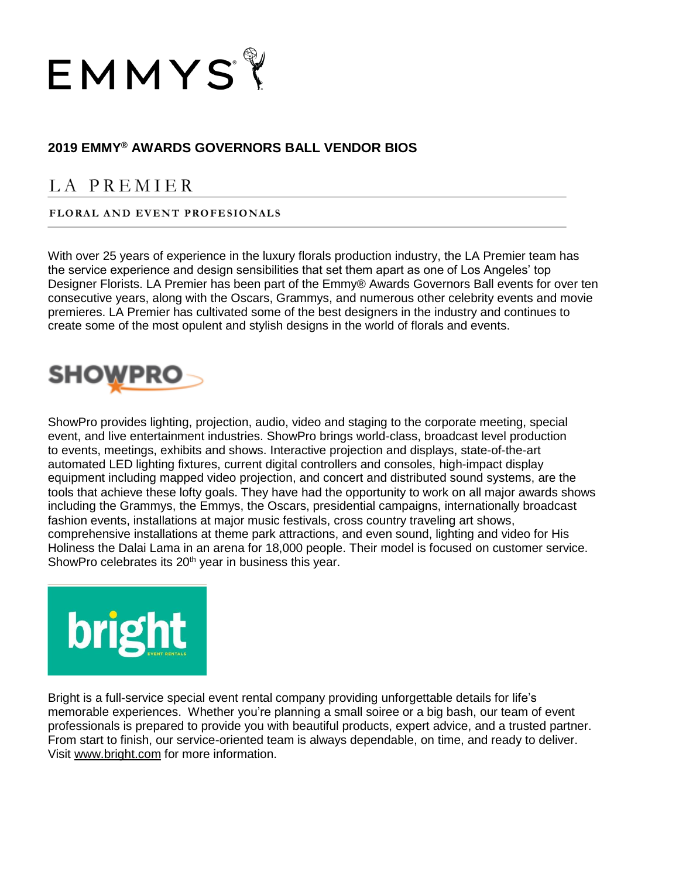# EMMYS

## 2019 EMMY® AWARDS GOVERNORS BALL VENDOR BIOS

### LA PREMIER

**FLORAL AND EVENT PROFESIONALS**

With over 25 years of experience in the luxury florals production industry, the LA Premier team has the service experience and design sensibilities that set them apart as one of Los Angeles' top Designer Florists. LA Premier has been part of the Emmy® Awards Governors Ball events for over ten consecutive years, along with the Oscars, Grammys, and numerous other celebrity events and movie premieres. LA Premier has cultivated some of the best designers in the industry and continues to create some of the most opulent and stylish designs in the world of florals and events.

### SHOWPRO

ShowPro provides lighting, projection, audio, video and staging to the corporate meeting, special event, and live entertainment industries. ShowPro brings world-class, broadcast level production to events, meetings, exhibits and shows. Interactive projection and displays, state-of-the-art automated LED lighting fixtures, current digital controllers and consoles, high-impact display equipment including mapped video projection, and concert and distributed sound systems, are the tools that achieve these lofty goals. They have had the opportunity to work on all major awards shows including the Grammys, the Emmys, the Oscars, presidential campaigns, internationally broadcast fashion events, installations at major music festivals, cross country traveling art shows, comprehensive installations at theme park attractions, and even sound, lighting and video for His Holiness the Dalai Lama in an arena for 18,000 people. Their model is focused on customer service. ShowPro celebrates its 20th year in business this year.

### bright

EVENT RENTALS

Bright is a full-service special event rental company providing unforgettable details for life's memorable experiences. Whether you're planning a small soiree or a big bash, our team of event professionals is prepared to provide you with beautiful products, expert advice, and a trusted partner. From start to finish, our service-oriented team is always dependable, on time, and ready to deliver. Visit www.bright.com for more information.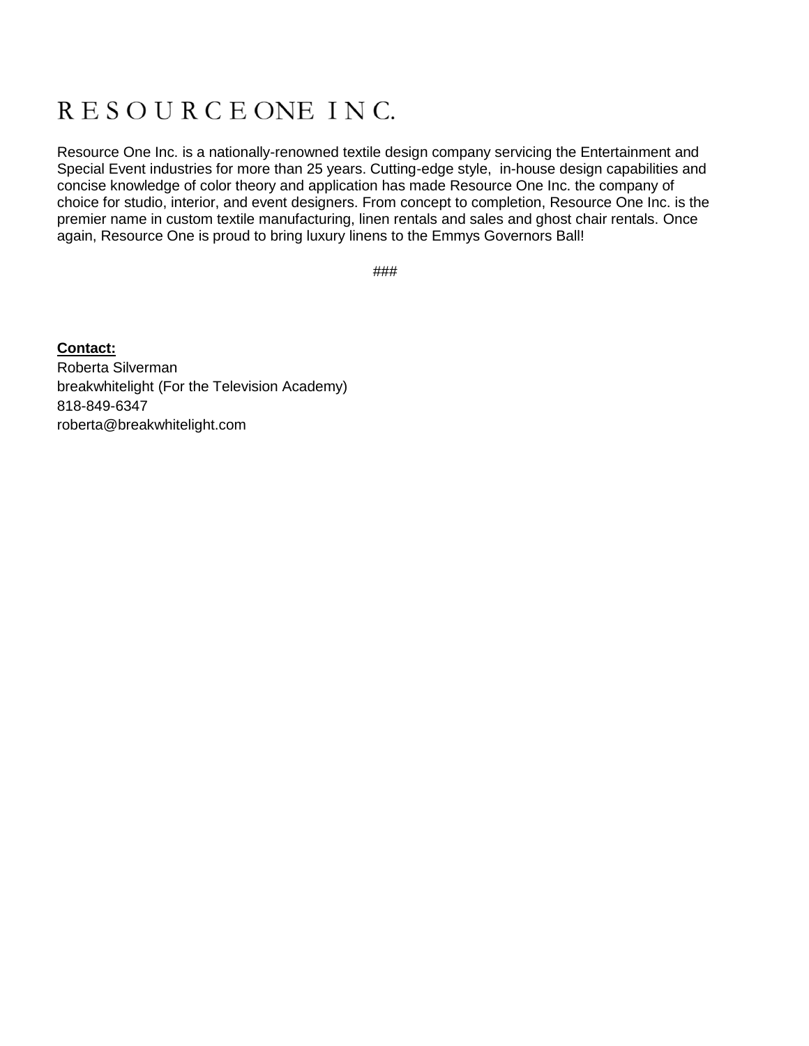# RESOURCE ONE INC.

Resource One Inc. is a nationally-renowned textile design company servicing the Entertainment and Special Event industries for more than 25 years. Cutting-edge style, in-house design capabilities and concise knowledge of color theory and application has made Resource One Inc. the company of choice for studio, interior, and event designers. From concept to completion, Resource One Inc. is the premier name in custom textile manufacturing, linen rentals and sales and ghost chair rentals. Once again, Resource One is proud to bring luxury linens to the Emmys Governors Ball!

###

**Contact:**
Roberta Silverman
breakwhitelight (For the Television Academy)
818-849-6347
roberta@breakwhitelight.com